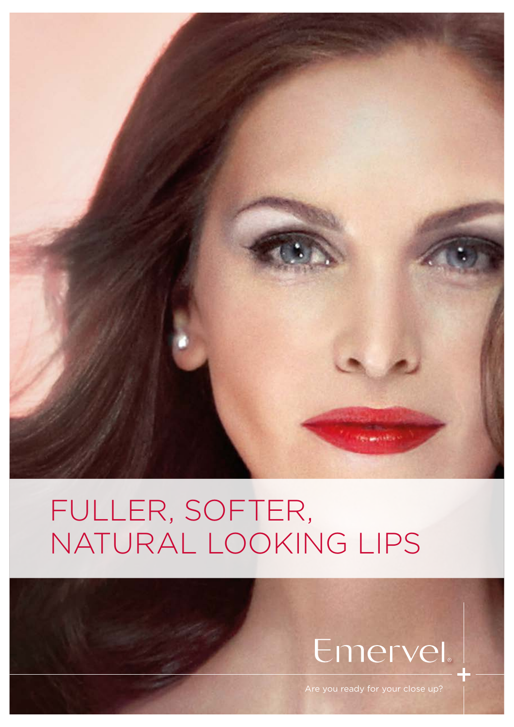# FULLER, SOFTER, NATURAL LOOKING LIPS

Emervel®

Are you ready for your close up?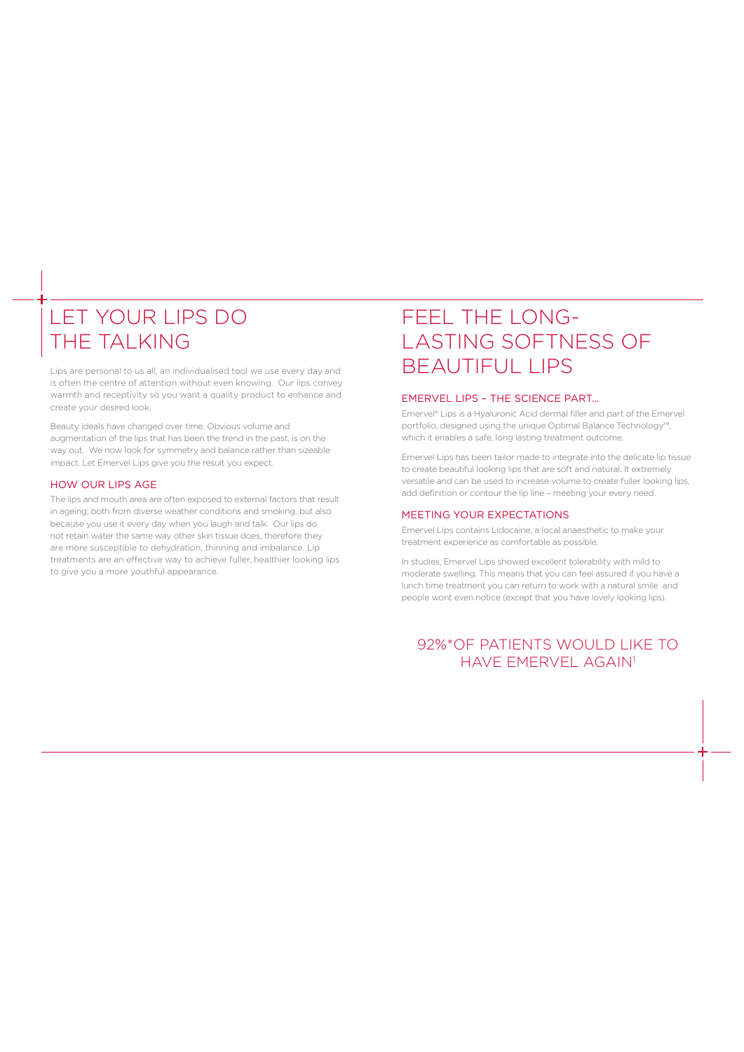# LET YOUR LIPS DO THE TALKING

Lips are personal to us all, an individualised tool we use every day and is often the centre of attention without even knowing. Our lips convey warmth and receptivity so you want a quality product to enhance and create your desired look.

Beauty ideals have changed over time. Obvious volume and augmentation of the lips that has been the trend in the past, is on the way out. We now look for symmetry and balance rather than sizeable impact. Let Emervel Lips give you the result you expect.

## HOW OUR LIPS AGE

The lips and mouth area are often exposed to external factors that result in ageing; both from diverse weather conditions and smoking, but also because you use it every day when you laugh and talk. Our lips do not retain water the same way other skin tissue does, therefore they are more susceptible to dehydration, thinning and imbalance. Lip treatments are an effective way to achieve fuller, healthier looking lips to give you a more youthful appearance.

# FEEL THE LONG-LASTING SOFTNESS OF BEAUTIFUL LIPS

## EMERVEL LIPS – THE SCIENCE PART...

Emervel® Lips is a Hyaluronic Acid dermal filler and part of the Emervel portfolio, designed using the unique Optimal Balance Technology™, which it enables a safe, long lasting treatment outcome.

Emervel Lips has been tailor made to integrate into the delicate lip tissue to create beautiful looking lips that are soft and natural. It extremely versatile and can be used to increase volume to create fuller looking lips, add definition or contour the lip line – meeting your every need.

## MEETING YOUR EXPECTATIONS

Emervel Lips contains Lidocaine, a local anaesthetic to make your treatment experience as comfortable as possible.

In studies, Emervel Lips showed excellent tolerability with mild to moderate swelling. This means that you can feel assured if you have a lunch time treatment you can return to work with a natural smile and people wont even notice (except that you have lovely looking lips).

## 92%*OF PATIENTS WOULD LIKE TO HAVE EMERVEL AGAIN[1]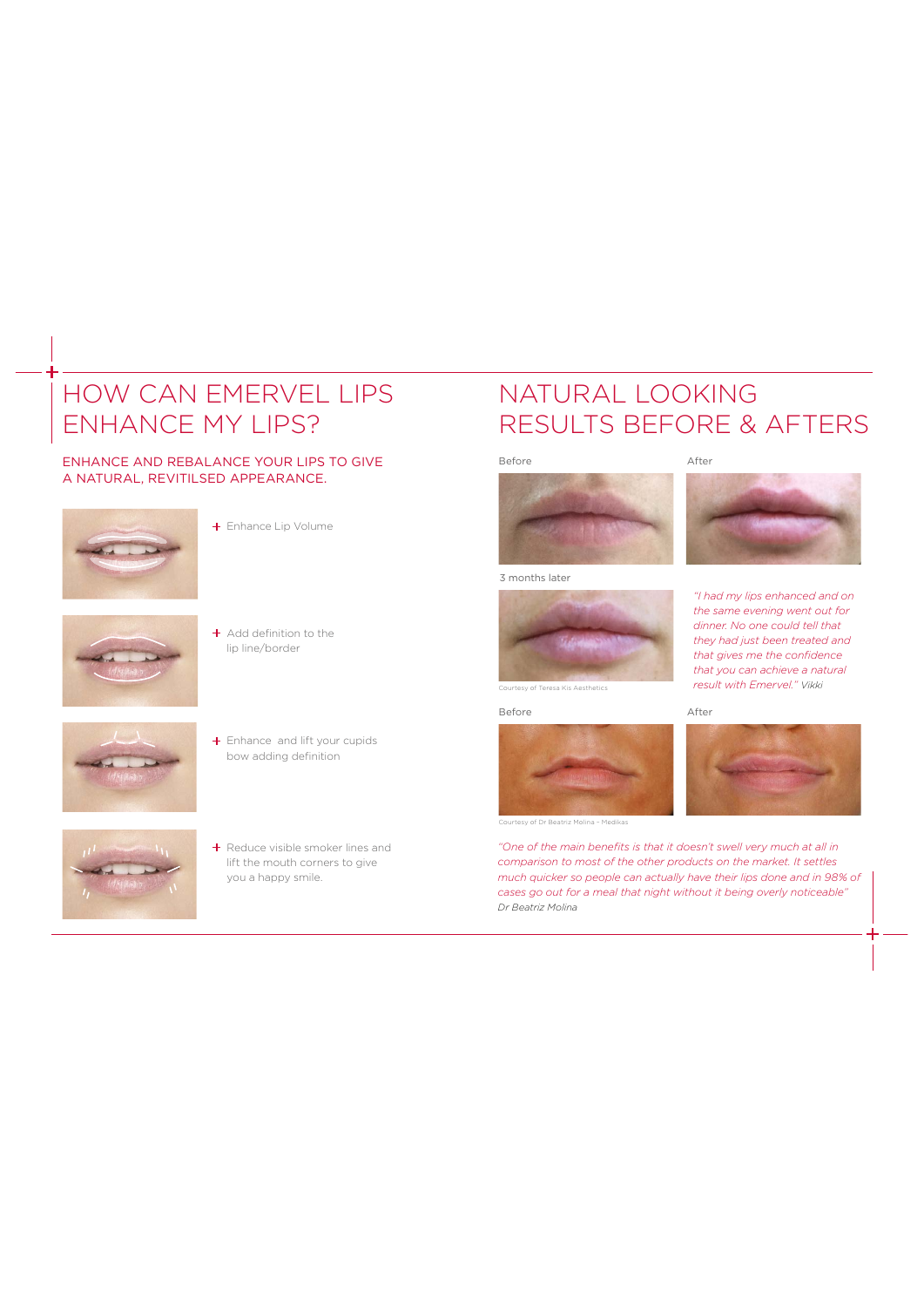# HOW CAN EMERVEL LIPS ENHANCE MY LIPS?

ENHANCE AND REBALANCE YOUR LIPS TO GIVE A NATURAL, REVITILSED APPEARANCE.

+ Enhance Lip Volume

+ Add definition to the lip line/border

+ Enhance and lift your cupids bow adding definition

+ Reduce visible smoker lines and lift the mouth corners to give you a happy smile.

# NATURAL LOOKING RESULTS BEFORE & AFTERS

Before

After

3 months later

Courtesy of Teresa Kis Aesthetics

*"I had my lips enhanced and on the same evening went out for dinner. No one could tell that they had just been treated and that gives me the confidence that you can achieve a natural result with Emervel." Vikki*

Before

After

Courtesy of Dr Beatriz Molina - Medikas

*"One of the main benefits is that it doesn't swell very much at all in comparison to most of the other products on the market. It settles much quicker so people can actually have their lips done and in 98% of cases go out for a meal that night without it being overly noticeable" Dr Beatriz Molina*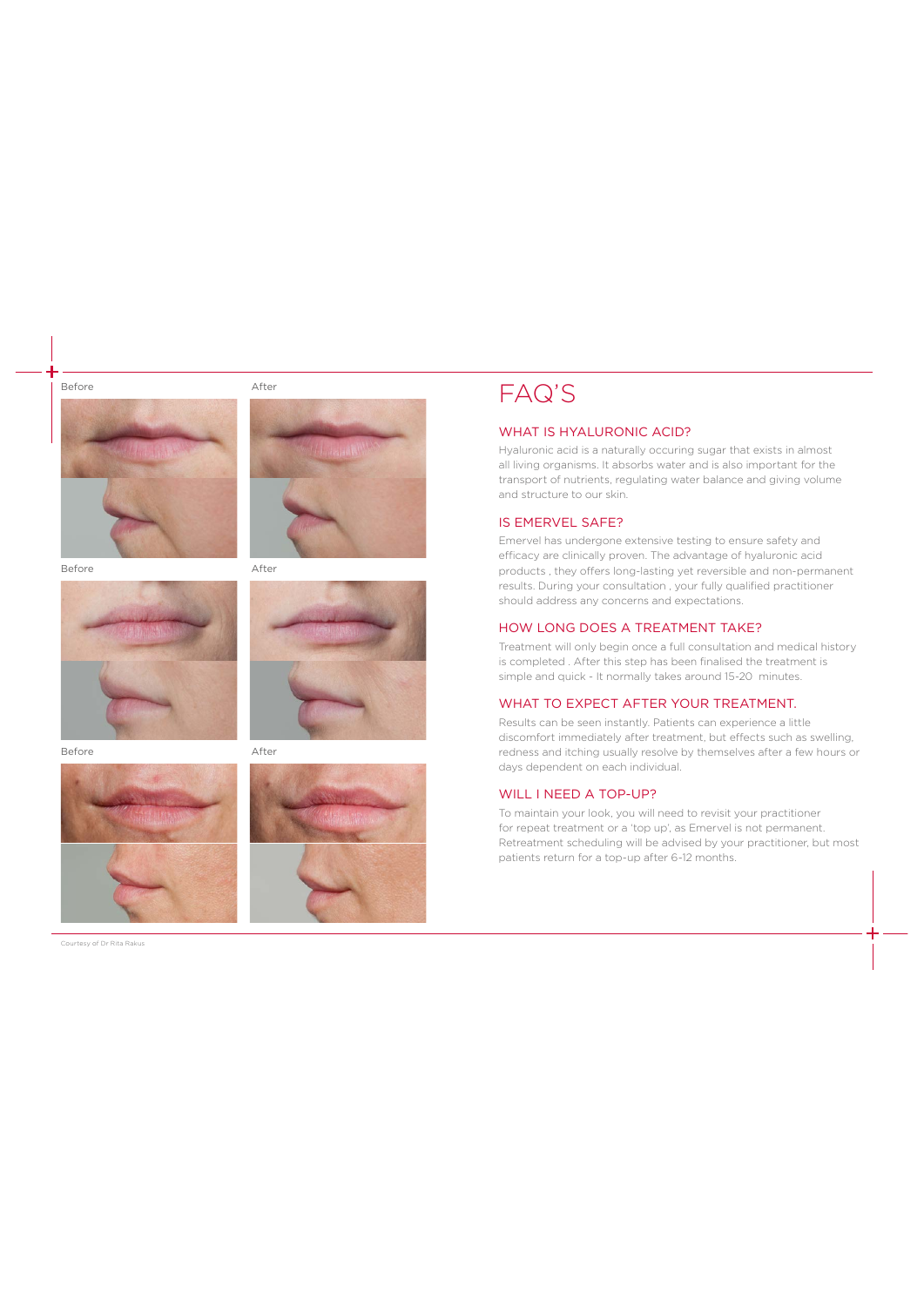Before After

Before After

Before After

Courtesy of Dr Rita Rakus

# FAQ'S

## WHAT IS HYALURONIC ACID?

Hyaluronic acid is a naturally occuring sugar that exists in almost all living organisms. It absorbs water and is also important for the transport of nutrients, regulating water balance and giving volume and structure to our skin.

## IS EMERVEL SAFE?

Emervel has undergone extensive testing to ensure safety and efficacy are clinically proven. The advantage of hyaluronic acid products , they offers long-lasting yet reversible and non-permanent results. During your consultation , your fully qualified practitioner should address any concerns and expectations.

## HOW LONG DOES A TREATMENT TAKE?

Treatment will only begin once a full consultation and medical history is completed . After this step has been finalised the treatment is simple and quick - It normally takes around 15-20 minutes.

## WHAT TO EXPECT AFTER YOUR TREATMENT.

Results can be seen instantly. Patients can experience a little discomfort immediately after treatment, but effects such as swelling, redness and itching usually resolve by themselves after a few hours or days dependent on each individual.

## WILL I NEED A TOP-UP?

To maintain your look, you will need to revisit your practitioner for repeat treatment or a 'top up', as Emervel is not permanent. Retreatment scheduling will be advised by your practitioner, but most patients return for a top-up after 6-12 months.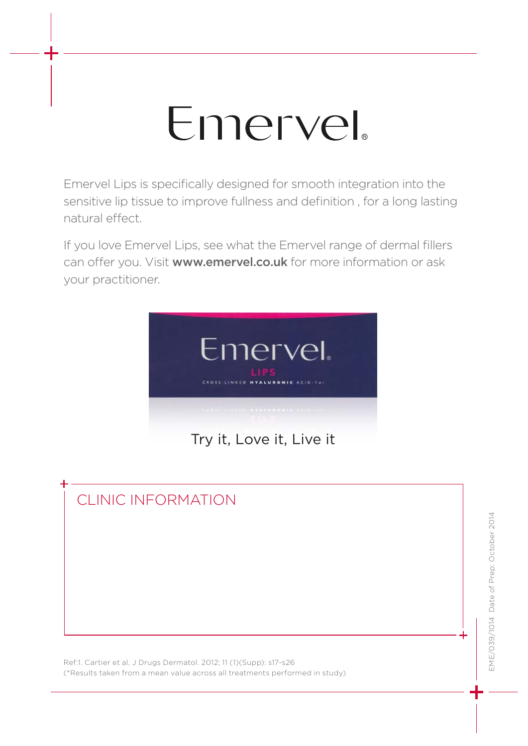# Emervel

Emervel Lips is specifically designed for smooth integration into the sensitive lip tissue to improve fullness and definition , for a long lasting natural effect.

If you love Emervel Lips, see what the Emervel range of dermal fillers can offer you. Visit **www.emervel.co.uk** for more information or ask your practitioner.

Emervel
LIPS
CROSS-LINKED HYALURONIC ACID · 1ml

Try it, Love it, Live it

## CLINIC INFORMATION

EME/039/1014 Date of Prep: October 2014

Ref:1. Cartier et al, J Drugs Dermatol. 2012; 11 (1)(Supp): s17-s26
(*Results taken from a mean value across all treatments performed in study)